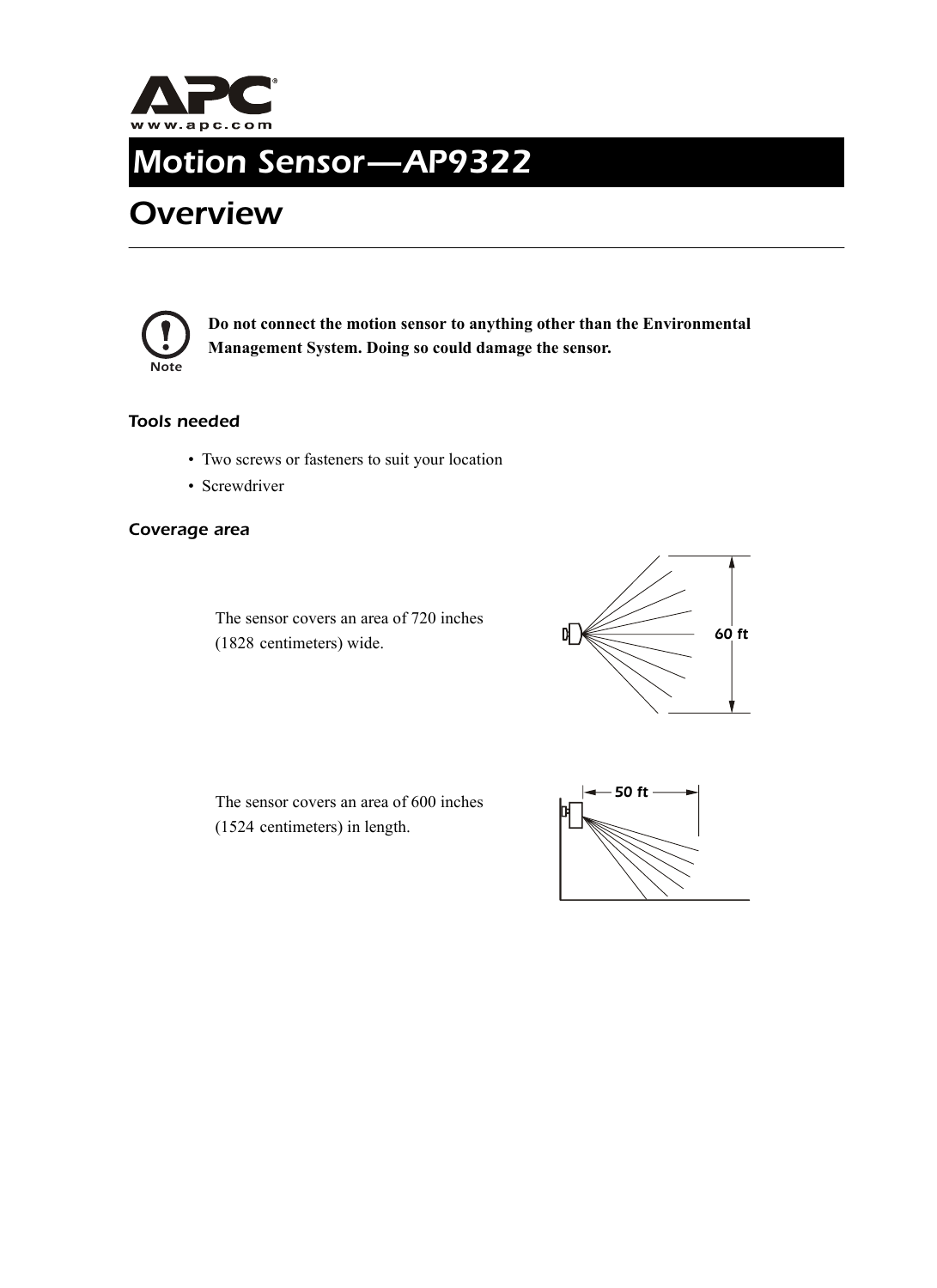# Motion Sensor—AP9322

## Overview

**Note:** **Do not connect the motion sensor to anything other than the Environmental Management System. Doing so could damage the sensor.**

### *Tools needed*

- Two screws or fasteners to suit your location
- Screwdriver

### *Coverage area*

The sensor covers an area of 720 inches (1828 centimeters) wide.

60 ft

The sensor covers an area of 600 inches (1524 centimeters) in length.

50 ft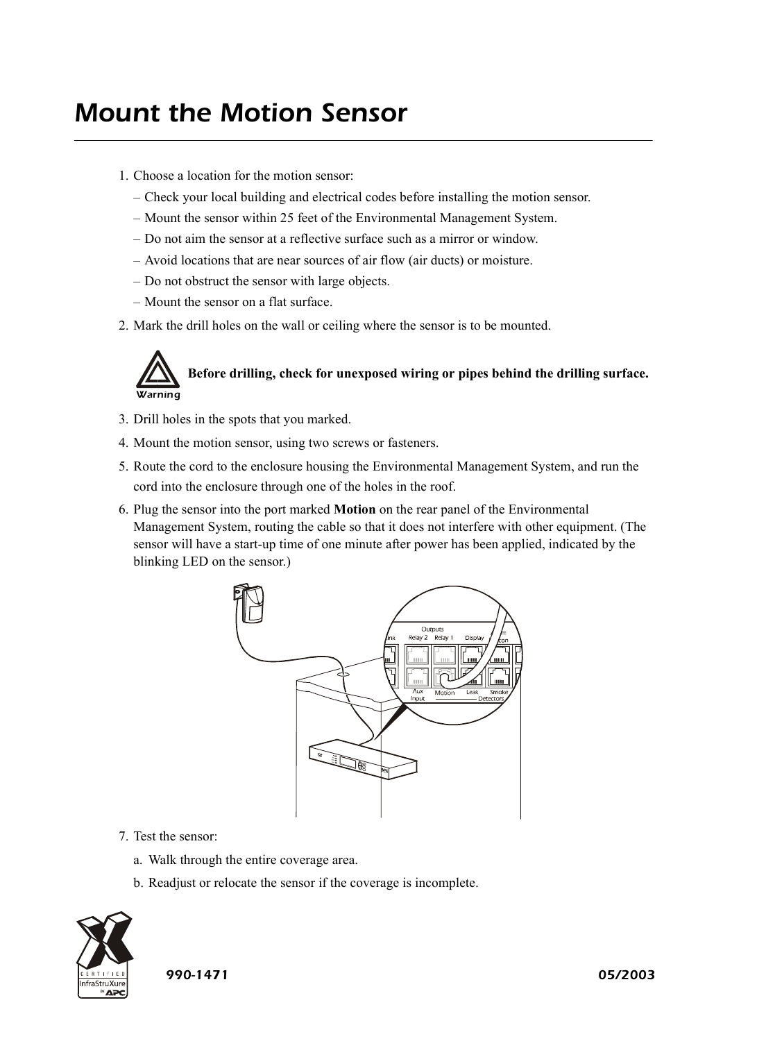# Mount the Motion Sensor

1. Choose a location for the motion sensor:
   - Check your local building and electrical codes before installing the motion sensor.
   - Mount the sensor within 25 feet of the Environmental Management System.
   - Do not aim the sensor at a reflective surface such as a mirror or window.
   - Avoid locations that are near sources of air flow (air ducts) or moisture.
   - Do not obstruct the sensor with large objects.
   - Mount the sensor on a flat surface.
2. Mark the drill holes on the wall or ceiling where the sensor is to be mounted.

Warning **Before drilling, check for unexposed wiring or pipes behind the drilling surface.**

3. Drill holes in the spots that you marked.
4. Mount the motion sensor, using two screws or fasteners.
5. Route the cord to the enclosure housing the Environmental Management System, and run the cord into the enclosure through one of the holes in the roof.
6. Plug the sensor into the port marked **Motion** on the rear panel of the Environmental Management System, routing the cable so that it does not interfere with other equipment. (The sensor will have a start-up time of one minute after power has been applied, indicated by the blinking LED on the sensor.)
7. Test the sensor:
   a. Walk through the entire coverage area.
   b. Readjust or relocate the sensor if the coverage is incomplete.

990-1471 05/2003